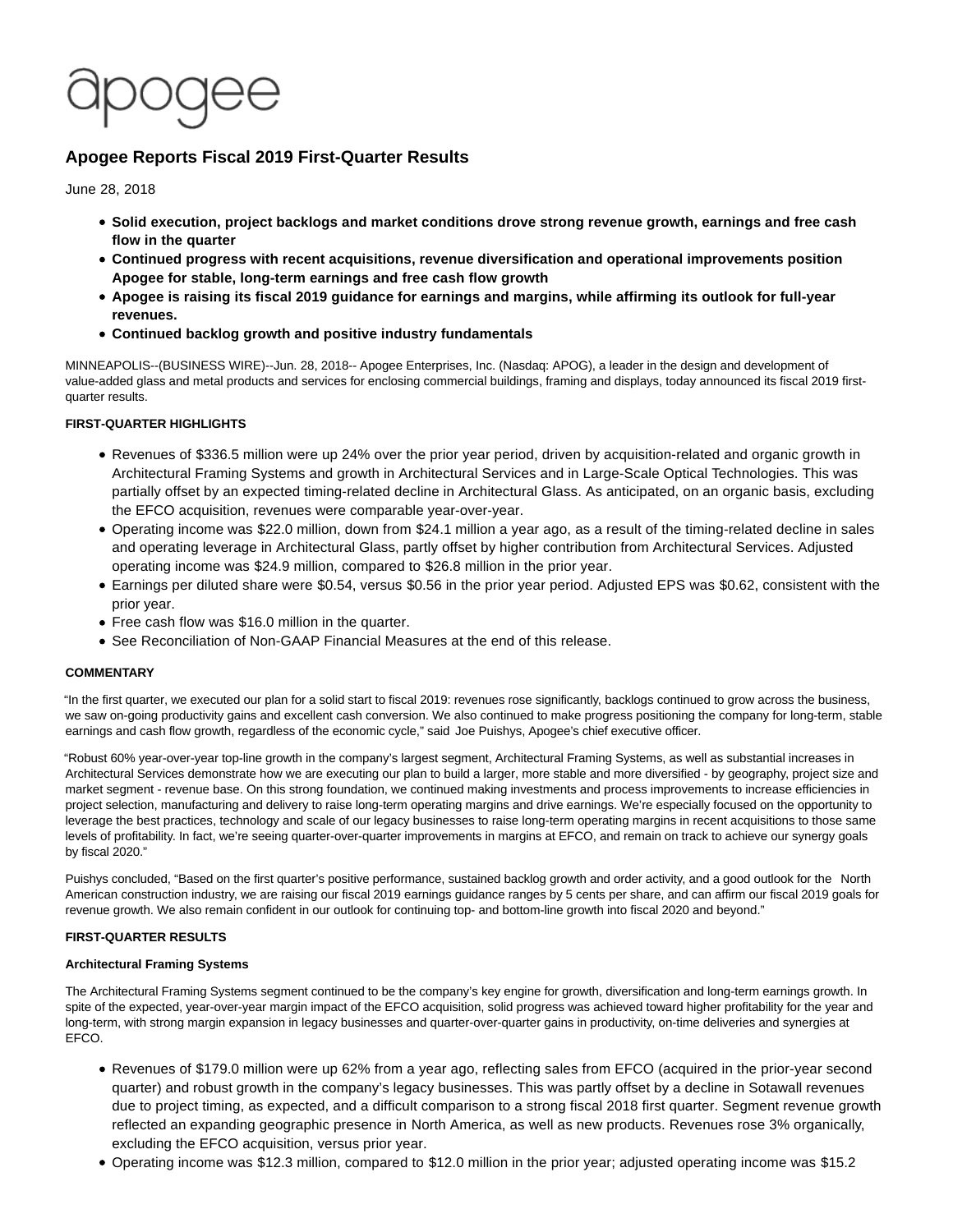apogee

# Apogee Reports Fiscal 2019 First-Quarter Results

June 28, 2018

- **Solid execution, project backlogs and market conditions drove strong revenue growth, earnings and free cash flow in the quarter**
- **Continued progress with recent acquisitions, revenue diversification and operational improvements position Apogee for stable, long-term earnings and free cash flow growth**
- **Apogee is raising its fiscal 2019 guidance for earnings and margins, while affirming its outlook for full-year revenues.**
- **Continued backlog growth and positive industry fundamentals**

MINNEAPOLIS--(BUSINESS WIRE)--Jun. 28, 2018-- Apogee Enterprises, Inc. (Nasdaq: APOG), a leader in the design and development of value-added glass and metal products and services for enclosing commercial buildings, framing and displays, today announced its fiscal 2019 first-quarter results.

**FIRST-QUARTER HIGHLIGHTS**

- Revenues of $336.5 million were up 24% over the prior year period, driven by acquisition-related and organic growth in Architectural Framing Systems and growth in Architectural Services and in Large-Scale Optical Technologies. This was partially offset by an expected timing-related decline in Architectural Glass. As anticipated, on an organic basis, excluding the EFCO acquisition, revenues were comparable year-over-year.
- Operating income was $22.0 million, down from $24.1 million a year ago, as a result of the timing-related decline in sales and operating leverage in Architectural Glass, partly offset by higher contribution from Architectural Services. Adjusted operating income was $24.9 million, compared to $26.8 million in the prior year.
- Earnings per diluted share were $0.54, versus $0.56 in the prior year period. Adjusted EPS was $0.62, consistent with the prior year.
- Free cash flow was $16.0 million in the quarter.
- See Reconciliation of Non-GAAP Financial Measures at the end of this release.

**COMMENTARY**

"In the first quarter, we executed our plan for a solid start to fiscal 2019: revenues rose significantly, backlogs continued to grow across the business, we saw on-going productivity gains and excellent cash conversion. We also continued to make progress positioning the company for long-term, stable earnings and cash flow growth, regardless of the economic cycle," said Joe Puishys, Apogee's chief executive officer.

"Robust 60% year-over-year top-line growth in the company's largest segment, Architectural Framing Systems, as well as substantial increases in Architectural Services demonstrate how we are executing our plan to build a larger, more stable and more diversified - by geography, project size and market segment - revenue base. On this strong foundation, we continued making investments and process improvements to increase efficiencies in project selection, manufacturing and delivery to raise long-term operating margins and drive earnings. We're especially focused on the opportunity to leverage the best practices, technology and scale of our legacy businesses to raise long-term operating margins in recent acquisitions to those same levels of profitability. In fact, we're seeing quarter-over-quarter improvements in margins at EFCO, and remain on track to achieve our synergy goals by fiscal 2020."

Puishys concluded, "Based on the first quarter's positive performance, sustained backlog growth and order activity, and a good outlook for the North American construction industry, we are raising our fiscal 2019 earnings guidance ranges by 5 cents per share, and can affirm our fiscal 2019 goals for revenue growth. We also remain confident in our outlook for continuing top- and bottom-line growth into fiscal 2020 and beyond."

**FIRST-QUARTER RESULTS**

**Architectural Framing Systems**

The Architectural Framing Systems segment continued to be the company's key engine for growth, diversification and long-term earnings growth. In spite of the expected, year-over-year margin impact of the EFCO acquisition, solid progress was achieved toward higher profitability for the year and long-term, with strong margin expansion in legacy businesses and quarter-over-quarter gains in productivity, on-time deliveries and synergies at EFCO.

- Revenues of $179.0 million were up 62% from a year ago, reflecting sales from EFCO (acquired in the prior-year second quarter) and robust growth in the company's legacy businesses. This was partly offset by a decline in Sotawall revenues due to project timing, as expected, and a difficult comparison to a strong fiscal 2018 first quarter. Segment revenue growth reflected an expanding geographic presence in North America, as well as new products. Revenues rose 3% organically, excluding the EFCO acquisition, versus prior year.
- Operating income was $12.3 million, compared to $12.0 million in the prior year; adjusted operating income was $15.2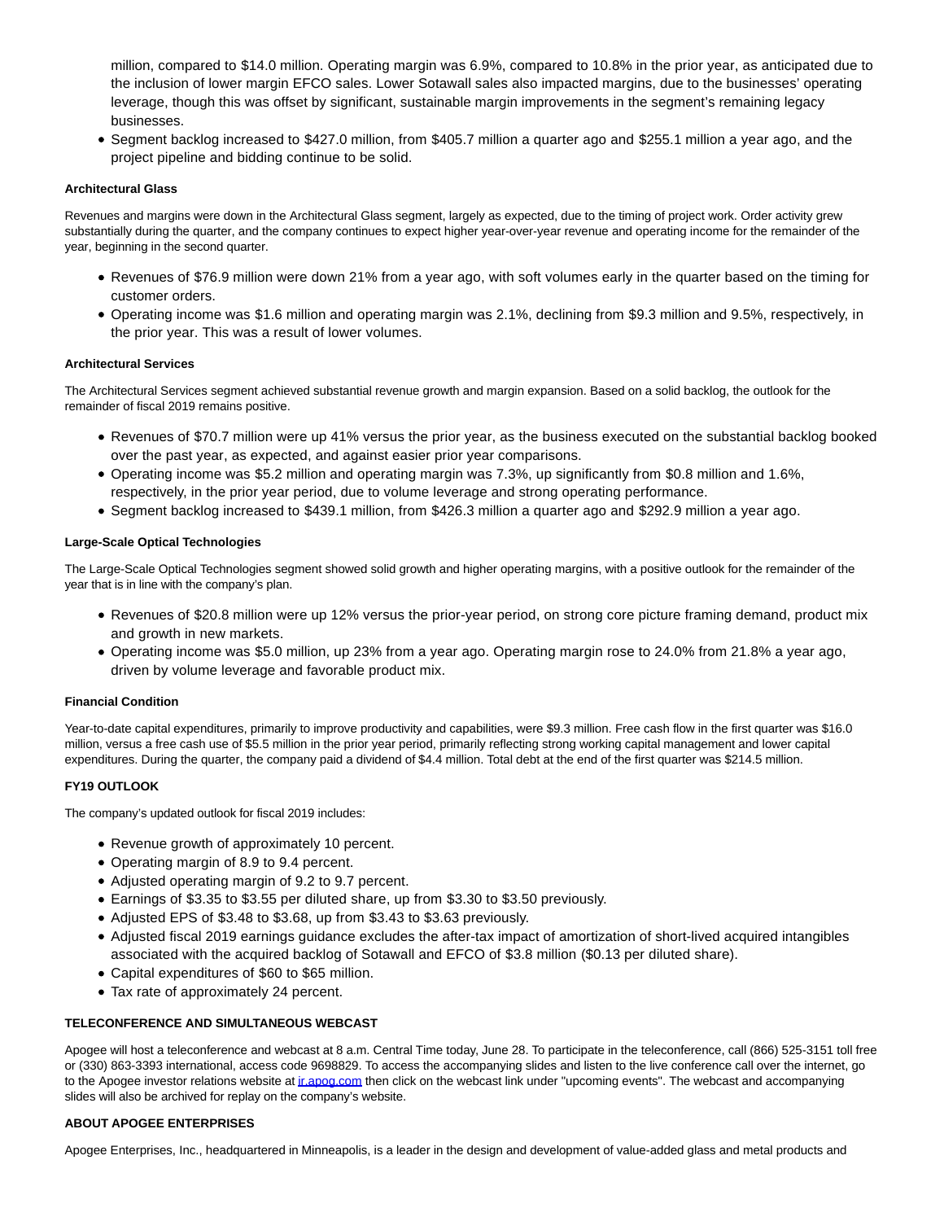million, compared to $14.0 million. Operating margin was 6.9%, compared to 10.8% in the prior year, as anticipated due to the inclusion of lower margin EFCO sales. Lower Sotawall sales also impacted margins, due to the businesses' operating leverage, though this was offset by significant, sustainable margin improvements in the segment's remaining legacy businesses.

- Segment backlog increased to $427.0 million, from $405.7 million a quarter ago and $255.1 million a year ago, and the project pipeline and bidding continue to be solid.

**Architectural Glass**

Revenues and margins were down in the Architectural Glass segment, largely as expected, due to the timing of project work. Order activity grew substantially during the quarter, and the company continues to expect higher year-over-year revenue and operating income for the remainder of the year, beginning in the second quarter.

- Revenues of $76.9 million were down 21% from a year ago, with soft volumes early in the quarter based on the timing for customer orders.
- Operating income was $1.6 million and operating margin was 2.1%, declining from $9.3 million and 9.5%, respectively, in the prior year. This was a result of lower volumes.

**Architectural Services**

The Architectural Services segment achieved substantial revenue growth and margin expansion. Based on a solid backlog, the outlook for the remainder of fiscal 2019 remains positive.

- Revenues of $70.7 million were up 41% versus the prior year, as the business executed on the substantial backlog booked over the past year, as expected, and against easier prior year comparisons.
- Operating income was $5.2 million and operating margin was 7.3%, up significantly from $0.8 million and 1.6%, respectively, in the prior year period, due to volume leverage and strong operating performance.
- Segment backlog increased to $439.1 million, from $426.3 million a quarter ago and $292.9 million a year ago.

**Large-Scale Optical Technologies**

The Large-Scale Optical Technologies segment showed solid growth and higher operating margins, with a positive outlook for the remainder of the year that is in line with the company's plan.

- Revenues of $20.8 million were up 12% versus the prior-year period, on strong core picture framing demand, product mix and growth in new markets.
- Operating income was $5.0 million, up 23% from a year ago. Operating margin rose to 24.0% from 21.8% a year ago, driven by volume leverage and favorable product mix.

**Financial Condition**

Year-to-date capital expenditures, primarily to improve productivity and capabilities, were $9.3 million. Free cash flow in the first quarter was $16.0 million, versus a free cash use of $5.5 million in the prior year period, primarily reflecting strong working capital management and lower capital expenditures. During the quarter, the company paid a dividend of $4.4 million. Total debt at the end of the first quarter was $214.5 million.

**FY19 OUTLOOK**

The company's updated outlook for fiscal 2019 includes:

- Revenue growth of approximately 10 percent.
- Operating margin of 8.9 to 9.4 percent.
- Adjusted operating margin of 9.2 to 9.7 percent.
- Earnings of $3.35 to $3.55 per diluted share, up from $3.30 to $3.50 previously.
- Adjusted EPS of $3.48 to $3.68, up from $3.43 to $3.63 previously.
- Adjusted fiscal 2019 earnings guidance excludes the after-tax impact of amortization of short-lived acquired intangibles associated with the acquired backlog of Sotawall and EFCO of $3.8 million ($0.13 per diluted share).
- Capital expenditures of $60 to $65 million.
- Tax rate of approximately 24 percent.

**TELECONFERENCE AND SIMULTANEOUS WEBCAST**

Apogee will host a teleconference and webcast at 8 a.m. Central Time today, June 28. To participate in the teleconference, call (866) 525-3151 toll free or (330) 863-3393 international, access code 9698829. To access the accompanying slides and listen to the live conference call over the internet, go to the Apogee investor relations website at ir.apog.com then click on the webcast link under "upcoming events". The webcast and accompanying slides will also be archived for replay on the company's website.

**ABOUT APOGEE ENTERPRISES**

Apogee Enterprises, Inc., headquartered in Minneapolis, is a leader in the design and development of value-added glass and metal products and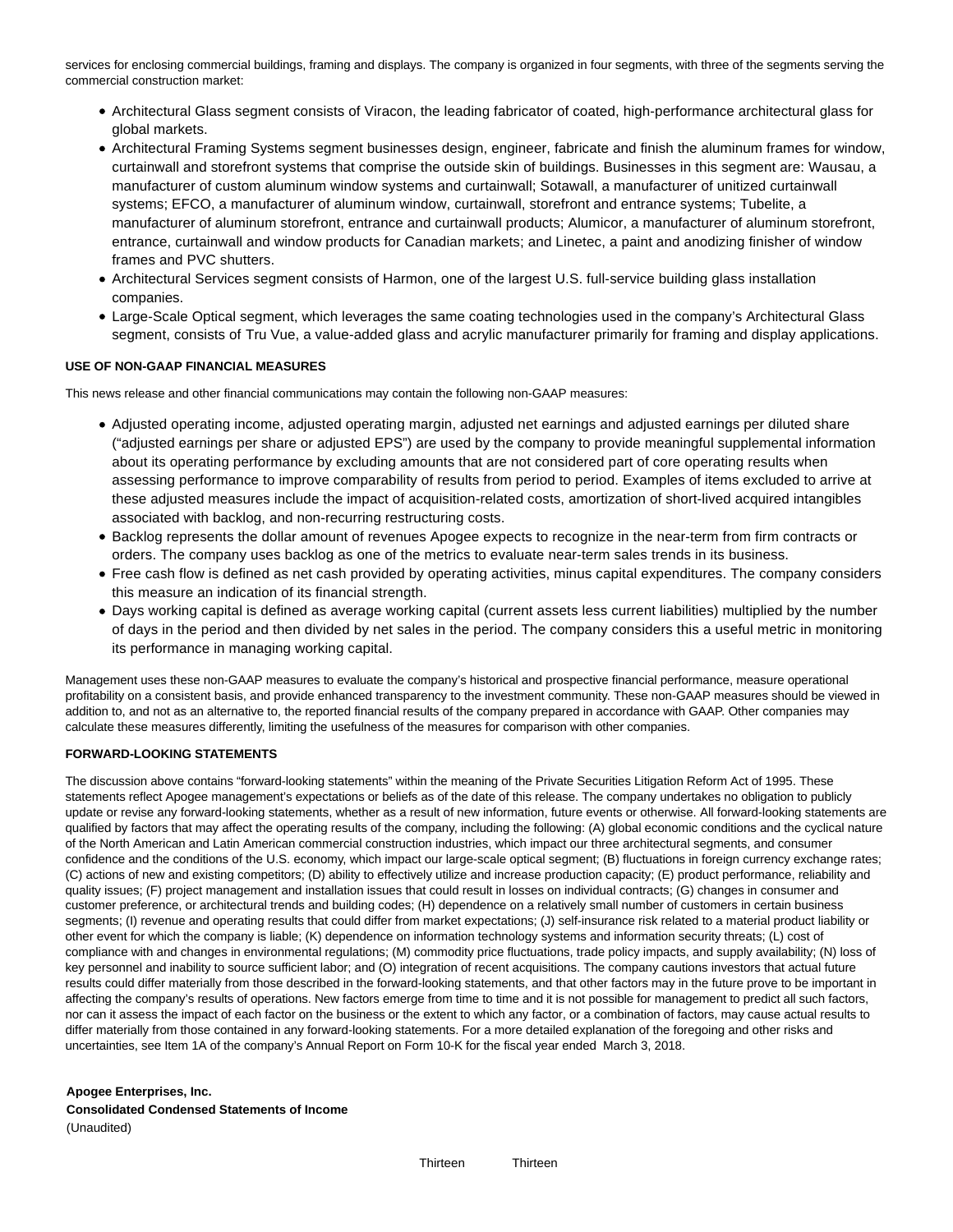services for enclosing commercial buildings, framing and displays. The company is organized in four segments, with three of the segments serving the commercial construction market:

- Architectural Glass segment consists of Viracon, the leading fabricator of coated, high-performance architectural glass for global markets.
- Architectural Framing Systems segment businesses design, engineer, fabricate and finish the aluminum frames for window, curtainwall and storefront systems that comprise the outside skin of buildings. Businesses in this segment are: Wausau, a manufacturer of custom aluminum window systems and curtainwall; Sotawall, a manufacturer of unitized curtainwall systems; EFCO, a manufacturer of aluminum window, curtainwall, storefront and entrance systems; Tubelite, a manufacturer of aluminum storefront, entrance and curtainwall products; Alumicor, a manufacturer of aluminum storefront, entrance, curtainwall and window products for Canadian markets; and Linetec, a paint and anodizing finisher of window frames and PVC shutters.
- Architectural Services segment consists of Harmon, one of the largest U.S. full-service building glass installation companies.
- Large-Scale Optical segment, which leverages the same coating technologies used in the company's Architectural Glass segment, consists of Tru Vue, a value-added glass and acrylic manufacturer primarily for framing and display applications.

**USE OF NON-GAAP FINANCIAL MEASURES**

This news release and other financial communications may contain the following non-GAAP measures:

- Adjusted operating income, adjusted operating margin, adjusted net earnings and adjusted earnings per diluted share ("adjusted earnings per share or adjusted EPS") are used by the company to provide meaningful supplemental information about its operating performance by excluding amounts that are not considered part of core operating results when assessing performance to improve comparability of results from period to period. Examples of items excluded to arrive at these adjusted measures include the impact of acquisition-related costs, amortization of short-lived acquired intangibles associated with backlog, and non-recurring restructuring costs.
- Backlog represents the dollar amount of revenues Apogee expects to recognize in the near-term from firm contracts or orders. The company uses backlog as one of the metrics to evaluate near-term sales trends in its business.
- Free cash flow is defined as net cash provided by operating activities, minus capital expenditures. The company considers this measure an indication of its financial strength.
- Days working capital is defined as average working capital (current assets less current liabilities) multiplied by the number of days in the period and then divided by net sales in the period. The company considers this a useful metric in monitoring its performance in managing working capital.

Management uses these non-GAAP measures to evaluate the company's historical and prospective financial performance, measure operational profitability on a consistent basis, and provide enhanced transparency to the investment community. These non-GAAP measures should be viewed in addition to, and not as an alternative to, the reported financial results of the company prepared in accordance with GAAP. Other companies may calculate these measures differently, limiting the usefulness of the measures for comparison with other companies.

**FORWARD-LOOKING STATEMENTS**

The discussion above contains "forward-looking statements" within the meaning of the Private Securities Litigation Reform Act of 1995. These statements reflect Apogee management's expectations or beliefs as of the date of this release. The company undertakes no obligation to publicly update or revise any forward-looking statements, whether as a result of new information, future events or otherwise. All forward-looking statements are qualified by factors that may affect the operating results of the company, including the following: (A) global economic conditions and the cyclical nature of the North American and Latin American commercial construction industries, which impact our three architectural segments, and consumer confidence and the conditions of the U.S. economy, which impact our large-scale optical segment; (B) fluctuations in foreign currency exchange rates; (C) actions of new and existing competitors; (D) ability to effectively utilize and increase production capacity; (E) product performance, reliability and quality issues; (F) project management and installation issues that could result in losses on individual contracts; (G) changes in consumer and customer preference, or architectural trends and building codes; (H) dependence on a relatively small number of customers in certain business segments; (I) revenue and operating results that could differ from market expectations; (J) self-insurance risk related to a material product liability or other event for which the company is liable; (K) dependence on information technology systems and information security threats; (L) cost of compliance with and changes in environmental regulations; (M) commodity price fluctuations, trade policy impacts, and supply availability; (N) loss of key personnel and inability to source sufficient labor; and (O) integration of recent acquisitions. The company cautions investors that actual future results could differ materially from those described in the forward-looking statements, and that other factors may in the future prove to be important in affecting the company's results of operations. New factors emerge from time to time and it is not possible for management to predict all such factors, nor can it assess the impact of each factor on the business or the extent to which any factor, or a combination of factors, may cause actual results to differ materially from those contained in any forward-looking statements. For a more detailed explanation of the foregoing and other risks and uncertainties, see Item 1A of the company's Annual Report on Form 10-K for the fiscal year ended March 3, 2018.

**Apogee Enterprises, Inc.**
**Consolidated Condensed Statements of Income**
(Unaudited)

| | Thirteen | Thirteen |
|---|---|---|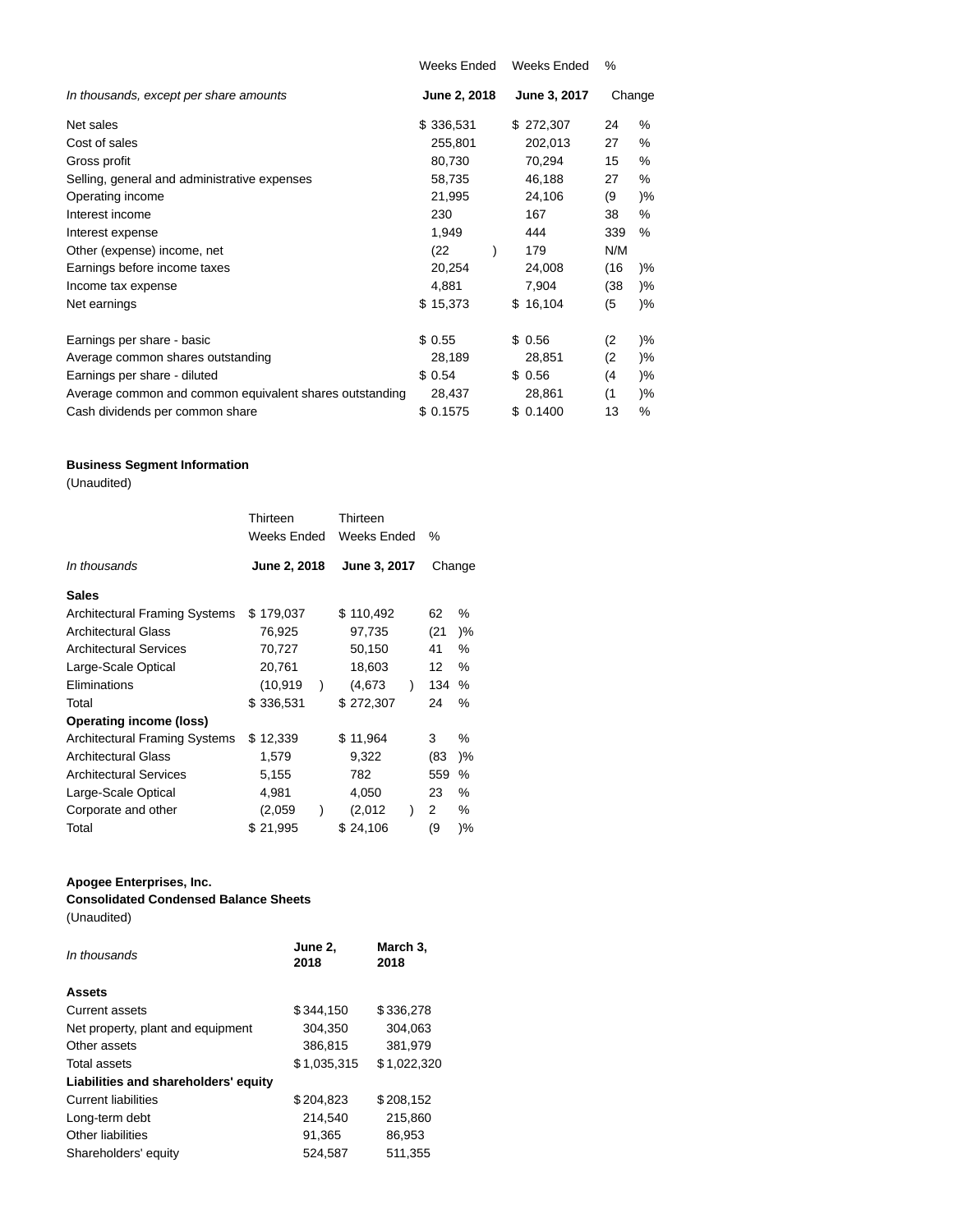| In thousands, except per share amounts | Weeks Ended June 2, 2018 | Weeks Ended June 3, 2017 | % Change |
|---|---|---|---|
| Net sales | $ 336,531 | $ 272,307 | 24 % |
| Cost of sales | 255,801 | 202,013 | 27 % |
| Gross profit | 80,730 | 70,294 | 15 % |
| Selling, general and administrative expenses | 58,735 | 46,188 | 27 % |
| Operating income | 21,995 | 24,106 | (9 )% |
| Interest income | 230 | 167 | 38 % |
| Interest expense | 1,949 | 444 | 339 % |
| Other (expense) income, net | (22 ) | 179 | N/M |
| Earnings before income taxes | 20,254 | 24,008 | (16 )% |
| Income tax expense | 4,881 | 7,904 | (38 )% |
| Net earnings | $ 15,373 | $ 16,104 | (5 )% |
| | | | |
| Earnings per share - basic | $ 0.55 | $ 0.56 | (2 )% |
| Average common shares outstanding | 28,189 | 28,851 | (2 )% |
| Earnings per share - diluted | $ 0.54 | $ 0.56 | (4 )% |
| Average common and common equivalent shares outstanding | 28,437 | 28,861 | (1 )% |
| Cash dividends per common share | $ 0.1575 | $ 0.1400 | 13 % |

**Business Segment Information**
(Unaudited)

| In thousands | Thirteen Weeks Ended June 2, 2018 | Thirteen Weeks Ended June 3, 2017 | % Change |
|---|---|---|---|
| **Sales** | | | |
| Architectural Framing Systems | $ 179,037 | $ 110,492 | 62 % |
| Architectural Glass | 76,925 | 97,735 | (21 )% |
| Architectural Services | 70,727 | 50,150 | 41 % |
| Large-Scale Optical | 20,761 | 18,603 | 12 % |
| Eliminations | (10,919 ) | (4,673 ) | 134 % |
| Total | $ 336,531 | $ 272,307 | 24 % |
| **Operating income (loss)** | | | |
| Architectural Framing Systems | $ 12,339 | $ 11,964 | 3 % |
| Architectural Glass | 1,579 | 9,322 | (83 )% |
| Architectural Services | 5,155 | 782 | 559 % |
| Large-Scale Optical | 4,981 | 4,050 | 23 % |
| Corporate and other | (2,059 ) | (2,012 ) | 2 % |
| Total | $ 21,995 | $ 24,106 | (9 )% |

**Apogee Enterprises, Inc.**
**Consolidated Condensed Balance Sheets**
(Unaudited)

| In thousands | June 2, 2018 | March 3, 2018 |
|---|---|---|
| **Assets** | | |
| Current assets | $ 344,150 | $ 336,278 |
| Net property, plant and equipment | 304,350 | 304,063 |
| Other assets | 386,815 | 381,979 |
| Total assets | $ 1,035,315 | $ 1,022,320 |
| **Liabilities and shareholders' equity** | | |
| Current liabilities | $ 204,823 | $ 208,152 |
| Long-term debt | 214,540 | 215,860 |
| Other liabilities | 91,365 | 86,953 |
| Shareholders' equity | 524,587 | 511,355 |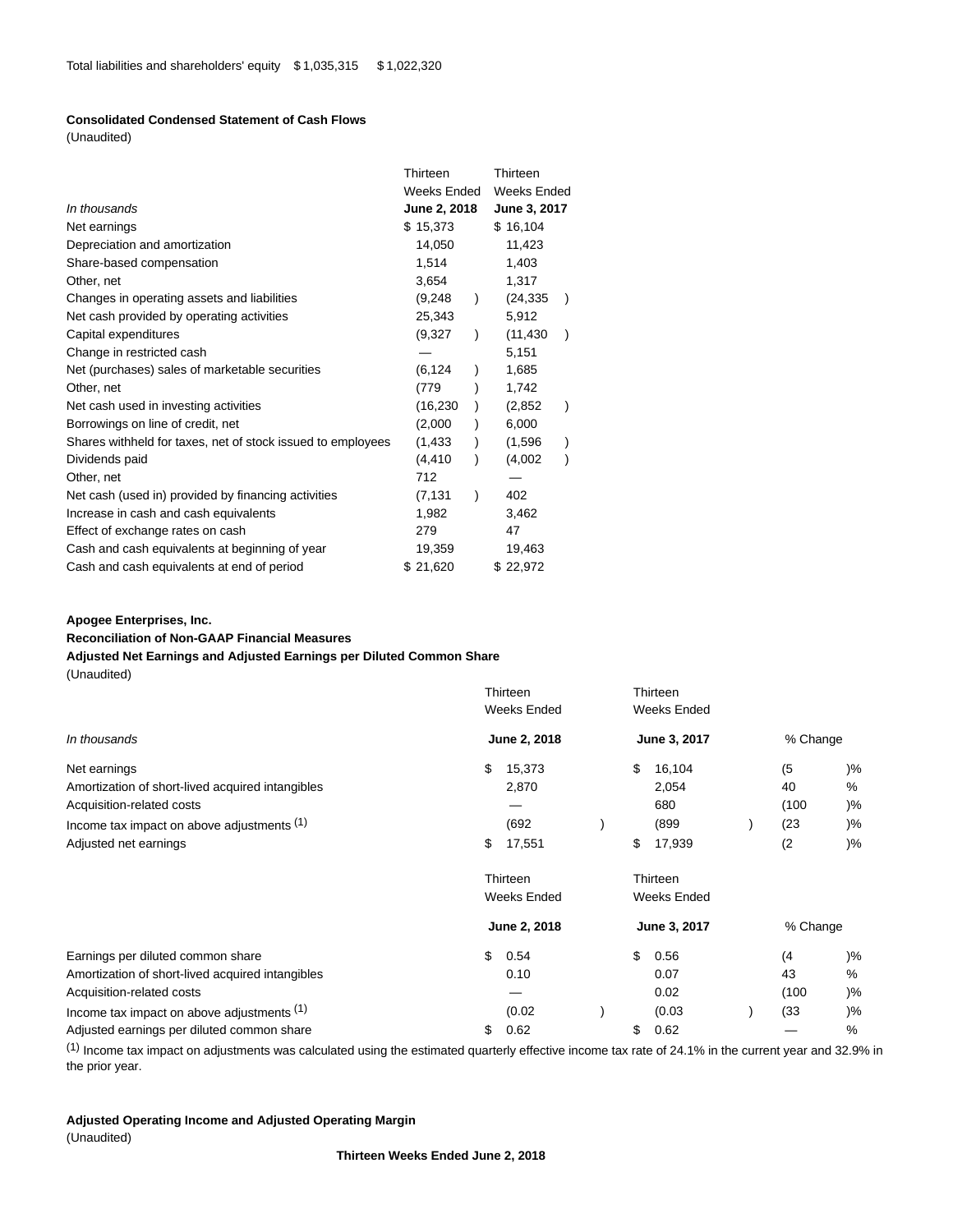| Total liabilities and shareholders' equity | $ 1,035,315 | $ 1,022,320 |
|---|---|---|

**Consolidated Condensed Statement of Cash Flows**
(Unaudited)

| *In thousands* | Thirteen Weeks Ended **June 2, 2018** | Thirteen Weeks Ended **June 3, 2017** |
|---|---|---|
| Net earnings | $ 15,373 | $ 16,104 |
| Depreciation and amortization | 14,050 | 11,423 |
| Share-based compensation | 1,514 | 1,403 |
| Other, net | 3,654 | 1,317 |
| Changes in operating assets and liabilities | (9,248) | (24,335) |
| Net cash provided by operating activities | 25,343 | 5,912 |
| Capital expenditures | (9,327) | (11,430) |
| Change in restricted cash | — | 5,151 |
| Net (purchases) sales of marketable securities | (6,124) | 1,685 |
| Other, net | (779) | 1,742 |
| Net cash used in investing activities | (16,230) | (2,852) |
| Borrowings on line of credit, net | (2,000) | 6,000 |
| Shares withheld for taxes, net of stock issued to employees | (1,433) | (1,596) |
| Dividends paid | (4,410) | (4,002) |
| Other, net | 712 | — |
| Net cash (used in) provided by financing activities | (7,131) | 402 |
| Increase in cash and cash equivalents | 1,982 | 3,462 |
| Effect of exchange rates on cash | 279 | 47 |
| Cash and cash equivalents at beginning of year | 19,359 | 19,463 |
| Cash and cash equivalents at end of period | $ 21,620 | $ 22,972 |

**Apogee Enterprises, Inc.**
**Reconciliation of Non-GAAP Financial Measures**
**Adjusted Net Earnings and Adjusted Earnings per Diluted Common Share**
(Unaudited)

| *In thousands* | Thirteen Weeks Ended **June 2, 2018** | Thirteen Weeks Ended **June 3, 2017** | % Change |
|---|---|---|---|
| Net earnings | $ 15,373 | $ 16,104 | (5)% |
| Amortization of short-lived acquired intangibles | 2,870 | 2,054 | 40 % |
| Acquisition-related costs | — | 680 | (100)% |
| Income tax impact on above adjustments (1) | (692) | (899) | (23)% |
| Adjusted net earnings | $ 17,551 | $ 17,939 | (2)% |

| | Thirteen Weeks Ended **June 2, 2018** | Thirteen Weeks Ended **June 3, 2017** | % Change |
|---|---|---|---|
| Earnings per diluted common share | $ 0.54 | $ 0.56 | (4)% |
| Amortization of short-lived acquired intangibles | 0.10 | 0.07 | 43 % |
| Acquisition-related costs | — | 0.02 | (100)% |
| Income tax impact on above adjustments (1) | (0.02) | (0.03) | (33)% |
| Adjusted earnings per diluted common share | $ 0.62 | $ 0.62 | — % |

(1) Income tax impact on adjustments was calculated using the estimated quarterly effective income tax rate of 24.1% in the current year and 32.9% in the prior year.

**Adjusted Operating Income and Adjusted Operating Margin**
(Unaudited)

**Thirteen Weeks Ended June 2, 2018**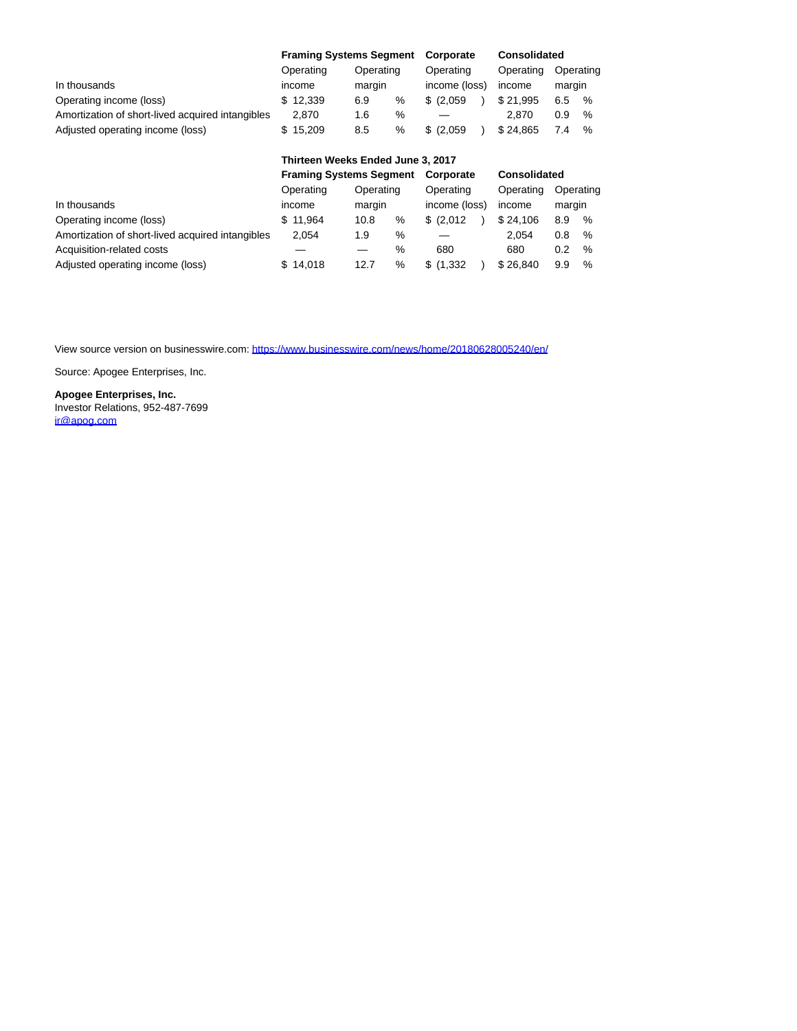| | Framing Systems Segment | | Corporate | Consolidated | |
|---|---|---|---|---|---|
| In thousands | Operating income | Operating margin | Operating income (loss) | Operating income | Operating margin |
| Operating income (loss) | $ 12,339 | 6.9 % | $ (2,059 ) | $ 21,995 | 6.5 % |
| Amortization of short-lived acquired intangibles | 2,870 | 1.6 % | — | 2,870 | 0.9 % |
| Adjusted operating income (loss) | $ 15,209 | 8.5 % | $ (2,059 ) | $ 24,865 | 7.4 % |

| | Thirteen Weeks Ended June 3, 2017 | | | | |
|---|---|---|---|---|---|
| | Framing Systems Segment | | Corporate | Consolidated | |
| In thousands | Operating income | Operating margin | Operating income (loss) | Operating income | Operating margin |
| Operating income (loss) | $ 11,964 | 10.8 % | $ (2,012 ) | $ 24,106 | 8.9 % |
| Amortization of short-lived acquired intangibles | 2,054 | 1.9 % | — | 2,054 | 0.8 % |
| Acquisition-related costs | — | — % | 680 | 680 | 0.2 % |
| Adjusted operating income (loss) | $ 14,018 | 12.7 % | $ (1,332 ) | $ 26,840 | 9.9 % |

View source version on businesswire.com: https://www.businesswire.com/news/home/20180628005240/en/

Source: Apogee Enterprises, Inc.

**Apogee Enterprises, Inc.**
Investor Relations, 952-487-7699
ir@apog.com